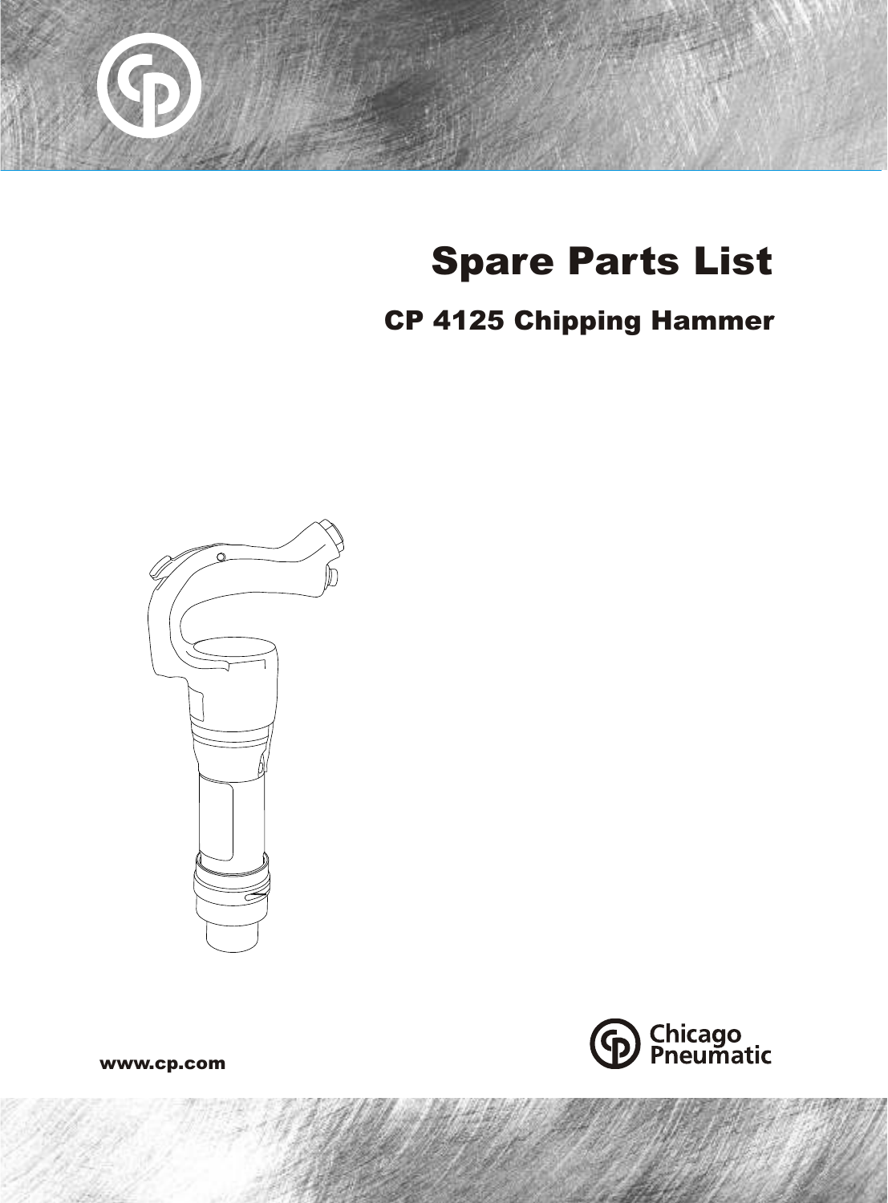# Spare Parts List

## CP 4125 Chipping Hammer

www.cp.com

Chicago Pneumatic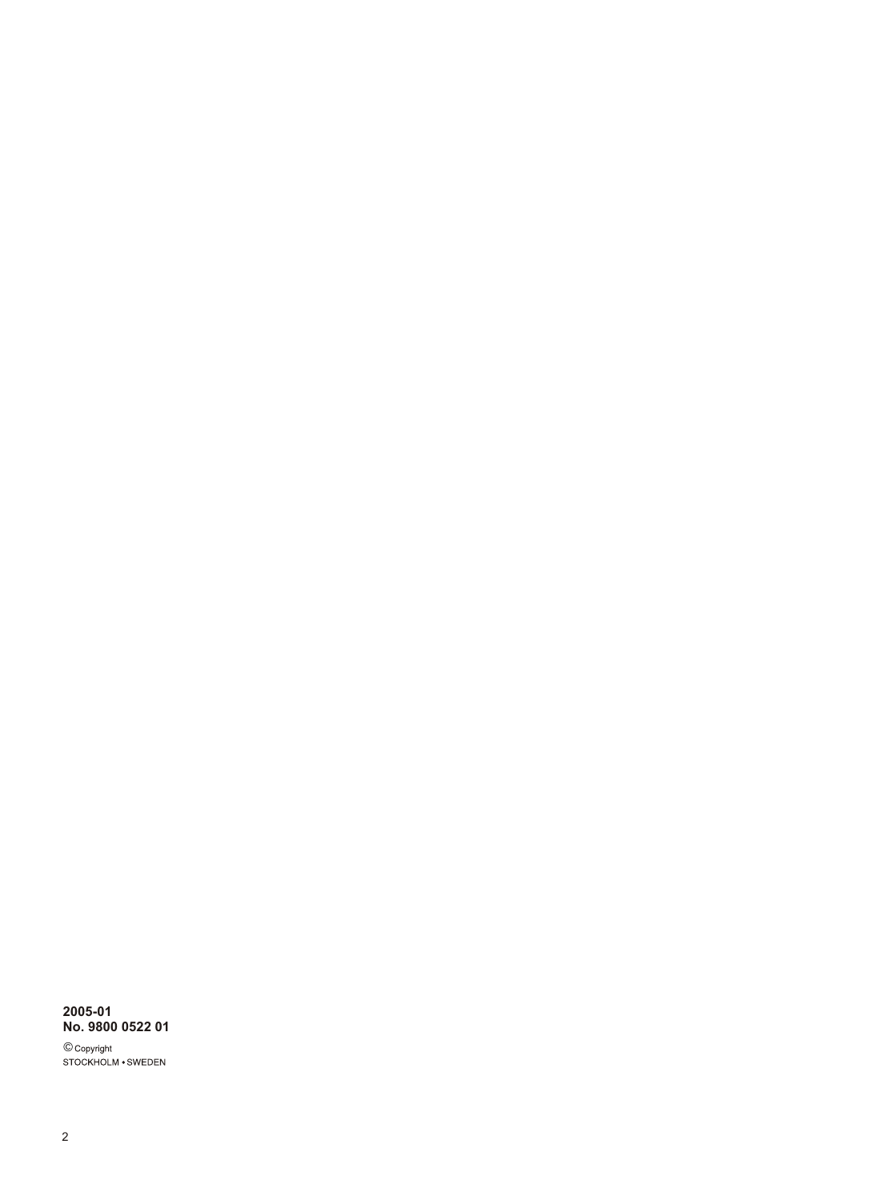**2005-01**
**No. 9800 0522 01**

© Copyright
STOCKHOLM • SWEDEN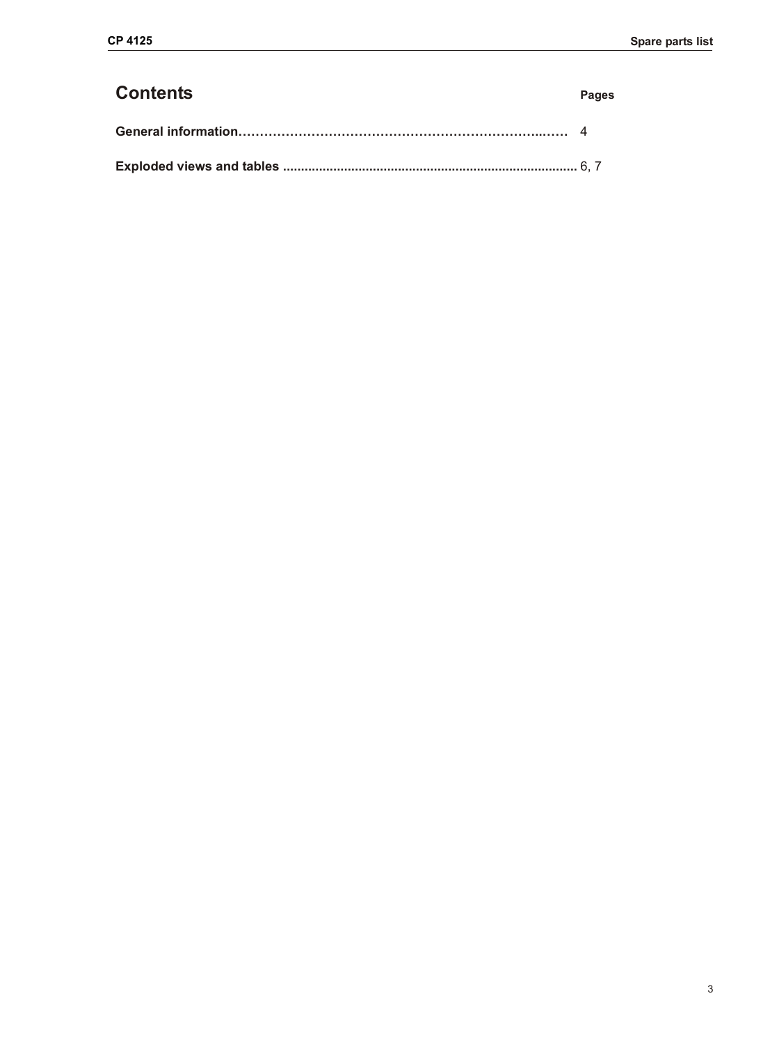# Contents

**Pages**

**General information**…………………………………………………………………..…… 4

**Exploded views and tables** ................................................................................ 6, 7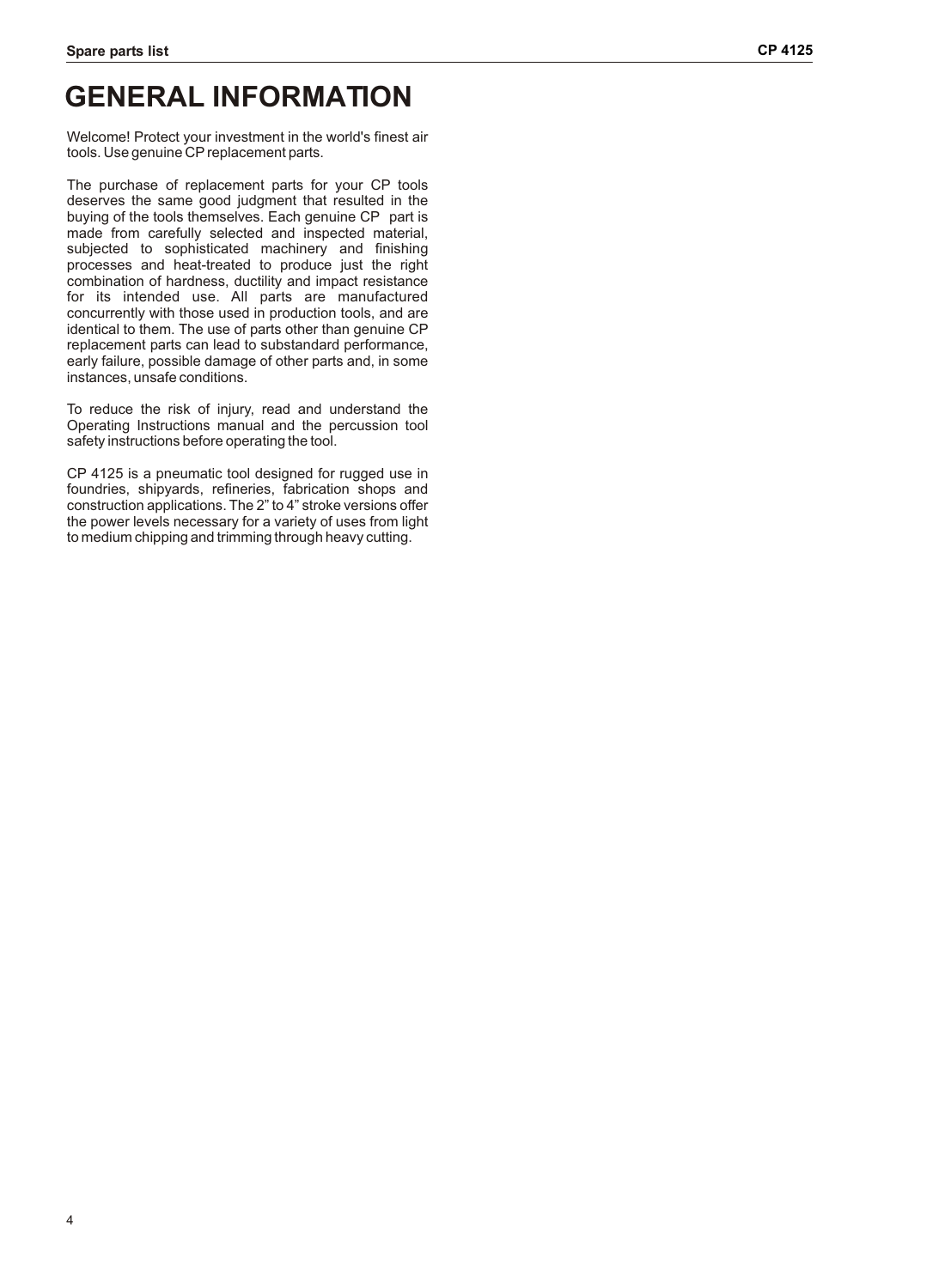# GENERAL INFORMATION

Welcome! Protect your investment in the world's finest air tools. Use genuine CP replacement parts.

The purchase of replacement parts for your CP tools deserves the same good judgment that resulted in the buying of the tools themselves. Each genuine CP part is made from carefully selected and inspected material, subjected to sophisticated machinery and finishing processes and heat-treated to produce just the right combination of hardness, ductility and impact resistance for its intended use. All parts are manufactured concurrently with those used in production tools, and are identical to them. The use of parts other than genuine CP replacement parts can lead to substandard performance, early failure, possible damage of other parts and, in some instances, unsafe conditions.

To reduce the risk of injury, read and understand the Operating Instructions manual and the percussion tool safety instructions before operating the tool.

CP 4125 is a pneumatic tool designed for rugged use in foundries, shipyards, refineries, fabrication shops and construction applications. The 2" to 4" stroke versions offer the power levels necessary for a variety of uses from light to medium chipping and trimming through heavy cutting.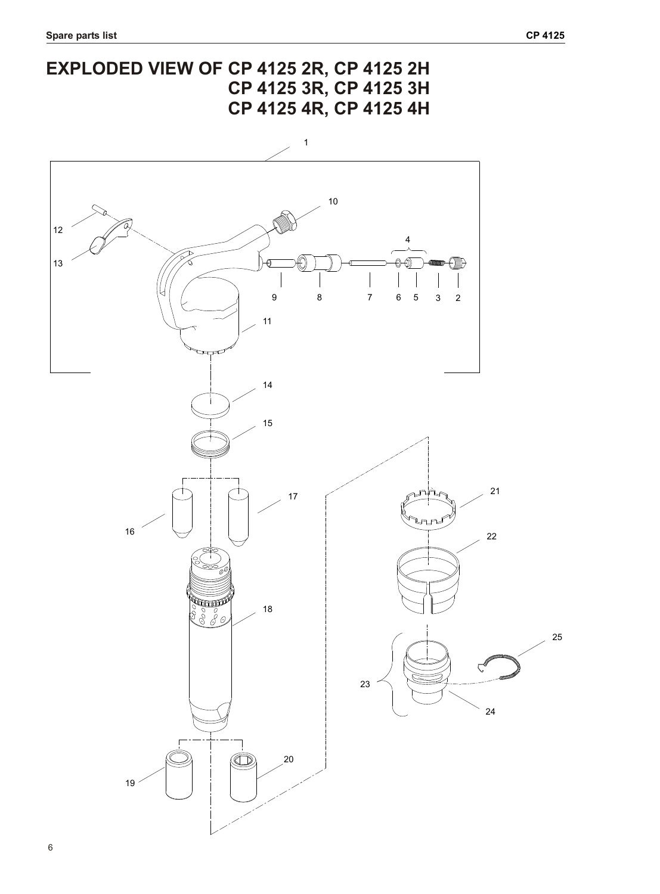# EXPLODED VIEW OF CP 4125 2R, CP 4125 2H CP 4125 3R, CP 4125 3H CP 4125 4R, CP 4125 4H

1

10

12

13

4

9 8 7 6 5 3 2

11

14

15

17

16

21

22

18

25

23

24

19

20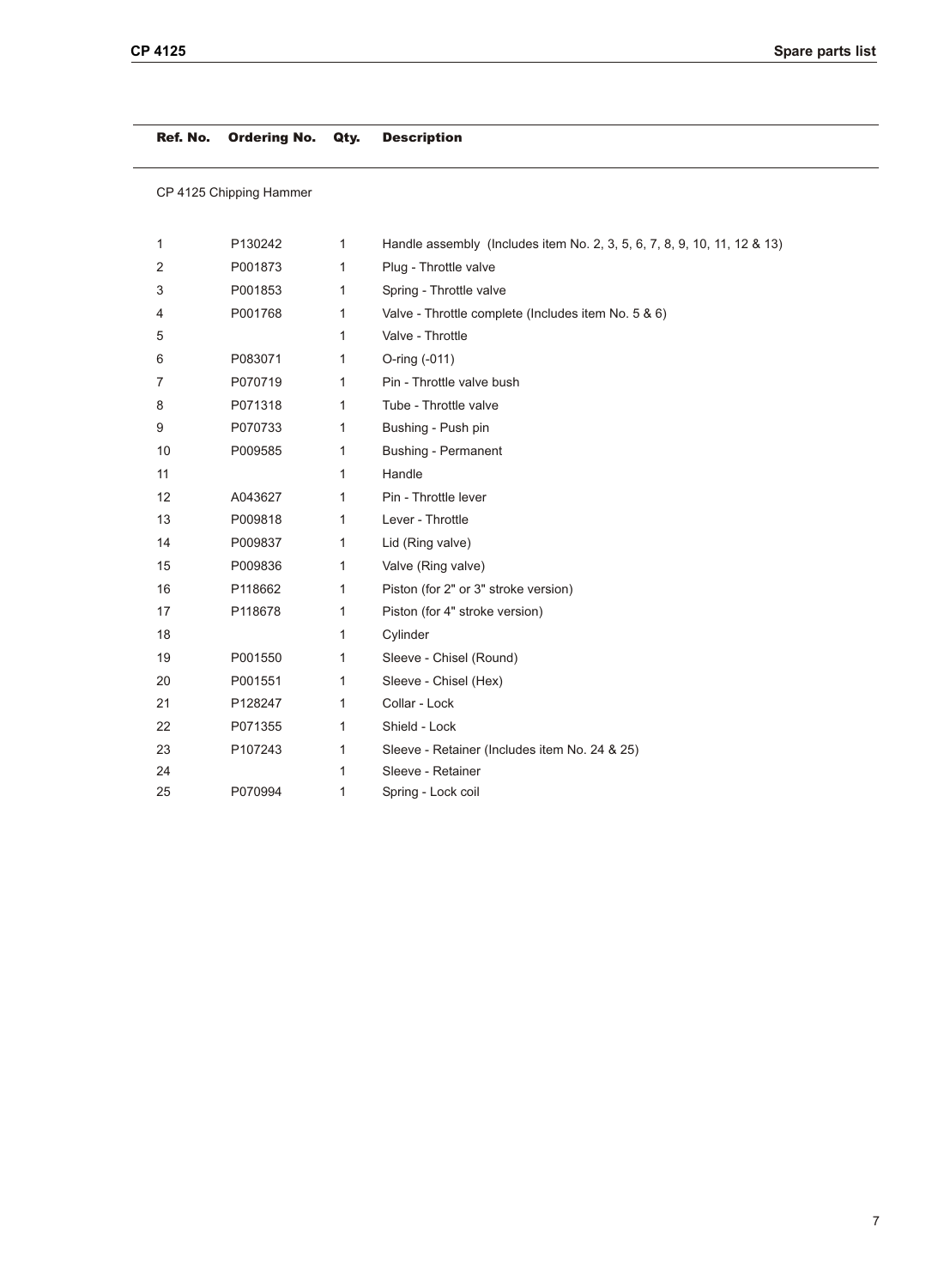| Ref. No. | Ordering No. | Qty. | Description |
|---|---|---|---|
| | | | CP 4125 Chipping Hammer |
| 1 | P130242 | 1 | Handle assembly (Includes item No. 2, 3, 5, 6, 7, 8, 9, 10, 11, 12 & 13) |
| 2 | P001873 | 1 | Plug - Throttle valve |
| 3 | P001853 | 1 | Spring - Throttle valve |
| 4 | P001768 | 1 | Valve - Throttle complete (Includes item No. 5 & 6) |
| 5 | | 1 | Valve - Throttle |
| 6 | P083071 | 1 | O-ring (-011) |
| 7 | P070719 | 1 | Pin - Throttle valve bush |
| 8 | P071318 | 1 | Tube - Throttle valve |
| 9 | P070733 | 1 | Bushing - Push pin |
| 10 | P009585 | 1 | Bushing - Permanent |
| 11 | | 1 | Handle |
| 12 | A043627 | 1 | Pin - Throttle lever |
| 13 | P009818 | 1 | Lever - Throttle |
| 14 | P009837 | 1 | Lid (Ring valve) |
| 15 | P009836 | 1 | Valve (Ring valve) |
| 16 | P118662 | 1 | Piston (for 2" or 3" stroke version) |
| 17 | P118678 | 1 | Piston (for 4" stroke version) |
| 18 | | 1 | Cylinder |
| 19 | P001550 | 1 | Sleeve - Chisel (Round) |
| 20 | P001551 | 1 | Sleeve - Chisel (Hex) |
| 21 | P128247 | 1 | Collar - Lock |
| 22 | P071355 | 1 | Shield - Lock |
| 23 | P107243 | 1 | Sleeve - Retainer (Includes item No. 24 & 25) |
| 24 | | 1 | Sleeve - Retainer |
| 25 | P070994 | 1 | Spring - Lock coil |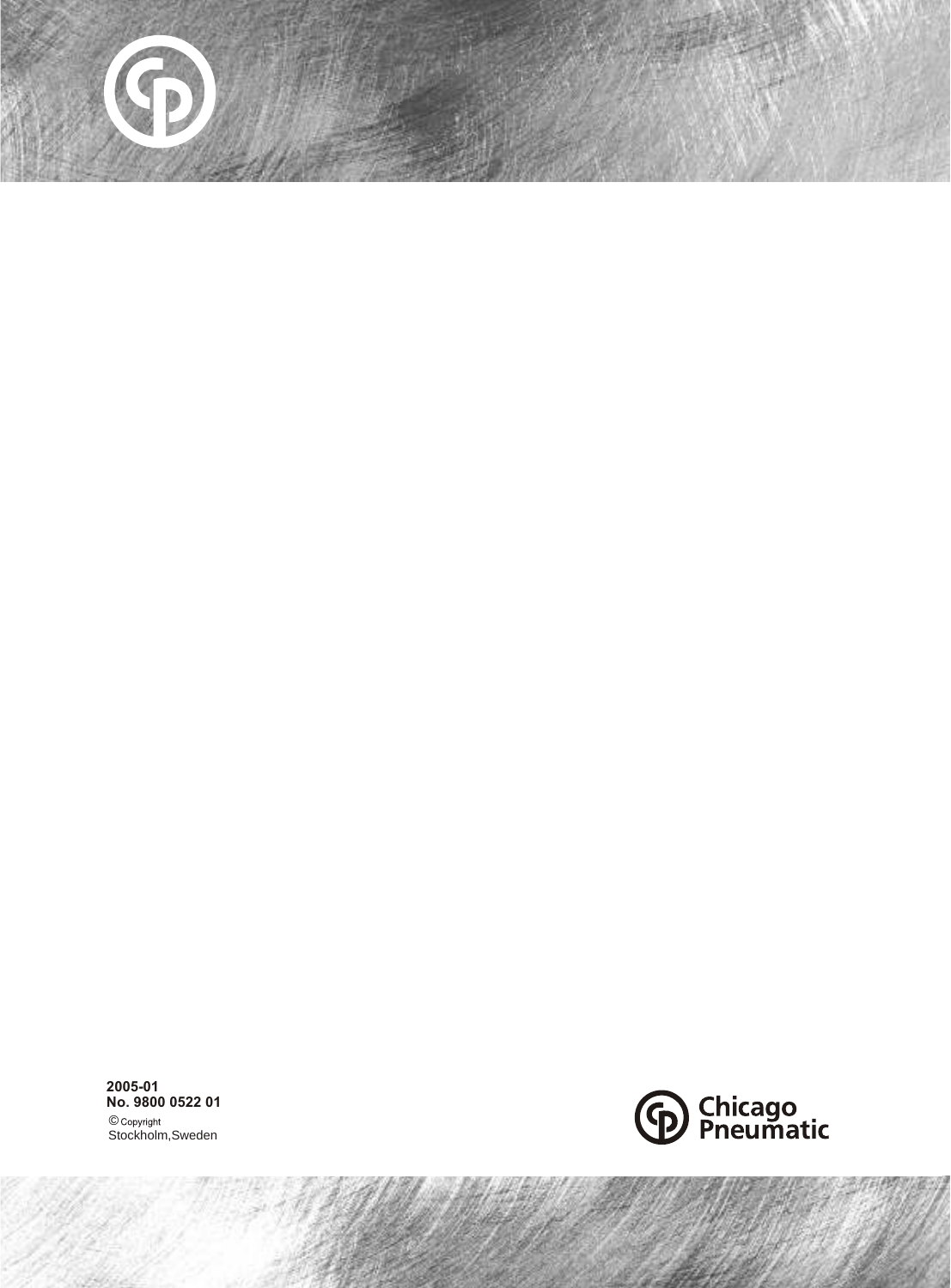2005-01
No. 9800 0522 01
© Copyright
Stockholm,Sweden

Chicago Pneumatic